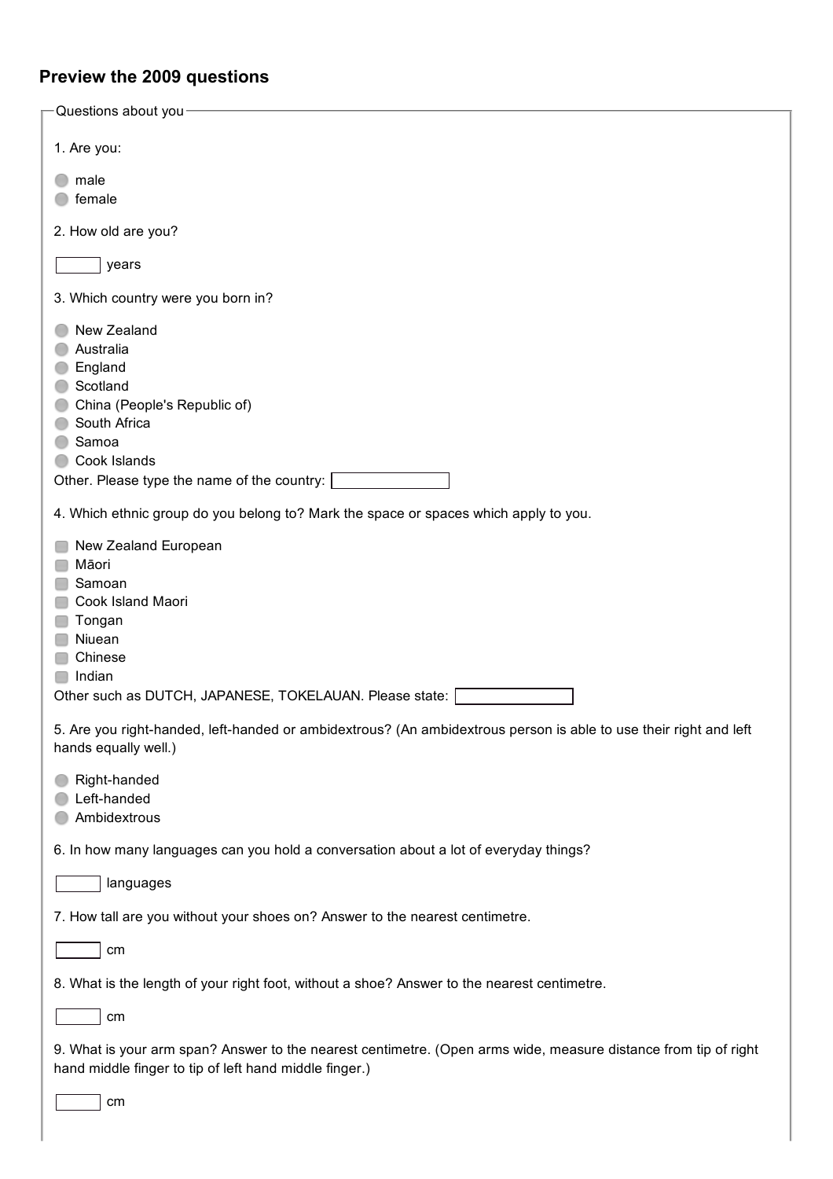## Preview the 2009 questions

Questions about you

1. Are you:

- male
- female

2. How old are you?

[ ] years

3. Which country were you born in?

- New Zealand
- Australia
- England
- Scotland
- China (People's Republic of)
- South Africa
- Samoa
- Cook Islands

Other. Please type the name of the country: [ ]

4. Which ethnic group do you belong to? Mark the space or spaces which apply to you.

- New Zealand European
- Māori
- Samoan
- Cook Island Maori
- Tongan
- Niuean
- Chinese
- Indian

Other such as DUTCH, JAPANESE, TOKELAUAN. Please state: [ ]

5. Are you right-handed, left-handed or ambidextrous? (An ambidextrous person is able to use their right and left hands equally well.)

- Right-handed
- Left-handed
- Ambidextrous

6. In how many languages can you hold a conversation about a lot of everyday things?

[ ] languages

7. How tall are you without your shoes on? Answer to the nearest centimetre.

[ ] cm

8. What is the length of your right foot, without a shoe? Answer to the nearest centimetre.

[ ] cm

9. What is your arm span? Answer to the nearest centimetre. (Open arms wide, measure distance from tip of right hand middle finger to tip of left hand middle finger.)

[ ] cm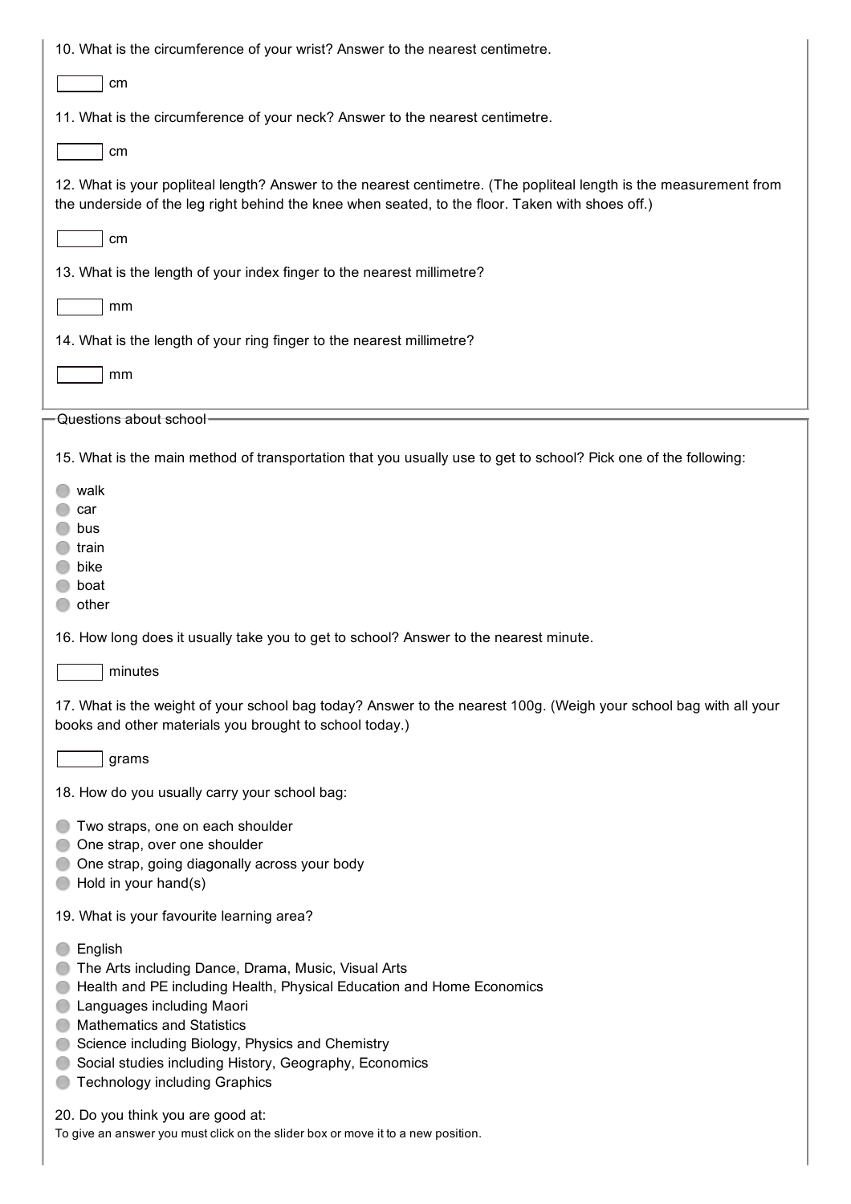10. What is the circumference of your wrist? Answer to the nearest centimetre.

[ ] cm

11. What is the circumference of your neck? Answer to the nearest centimetre.

[ ] cm

12. What is your popliteal length? Answer to the nearest centimetre. (The popliteal length is the measurement from the underside of the leg right behind the knee when seated, to the floor. Taken with shoes off.)

[ ] cm

13. What is the length of your index finger to the nearest millimetre?

[ ] mm

14. What is the length of your ring finger to the nearest millimetre?

[ ] mm

## Questions about school

15. What is the main method of transportation that you usually use to get to school? Pick one of the following:

- walk
- car
- bus
- train
- bike
- boat
- other

16. How long does it usually take you to get to school? Answer to the nearest minute.

[ ] minutes

17. What is the weight of your school bag today? Answer to the nearest 100g. (Weigh your school bag with all your books and other materials you brought to school today.)

[ ] grams

18. How do you usually carry your school bag:

- Two straps, one on each shoulder
- One strap, over one shoulder
- One strap, going diagonally across your body
- Hold in your hand(s)

19. What is your favourite learning area?

- English
- The Arts including Dance, Drama, Music, Visual Arts
- Health and PE including Health, Physical Education and Home Economics
- Languages including Maori
- Mathematics and Statistics
- Science including Biology, Physics and Chemistry
- Social studies including History, Geography, Economics
- Technology including Graphics

20. Do you think you are good at:

To give an answer you must click on the slider box or move it to a new position.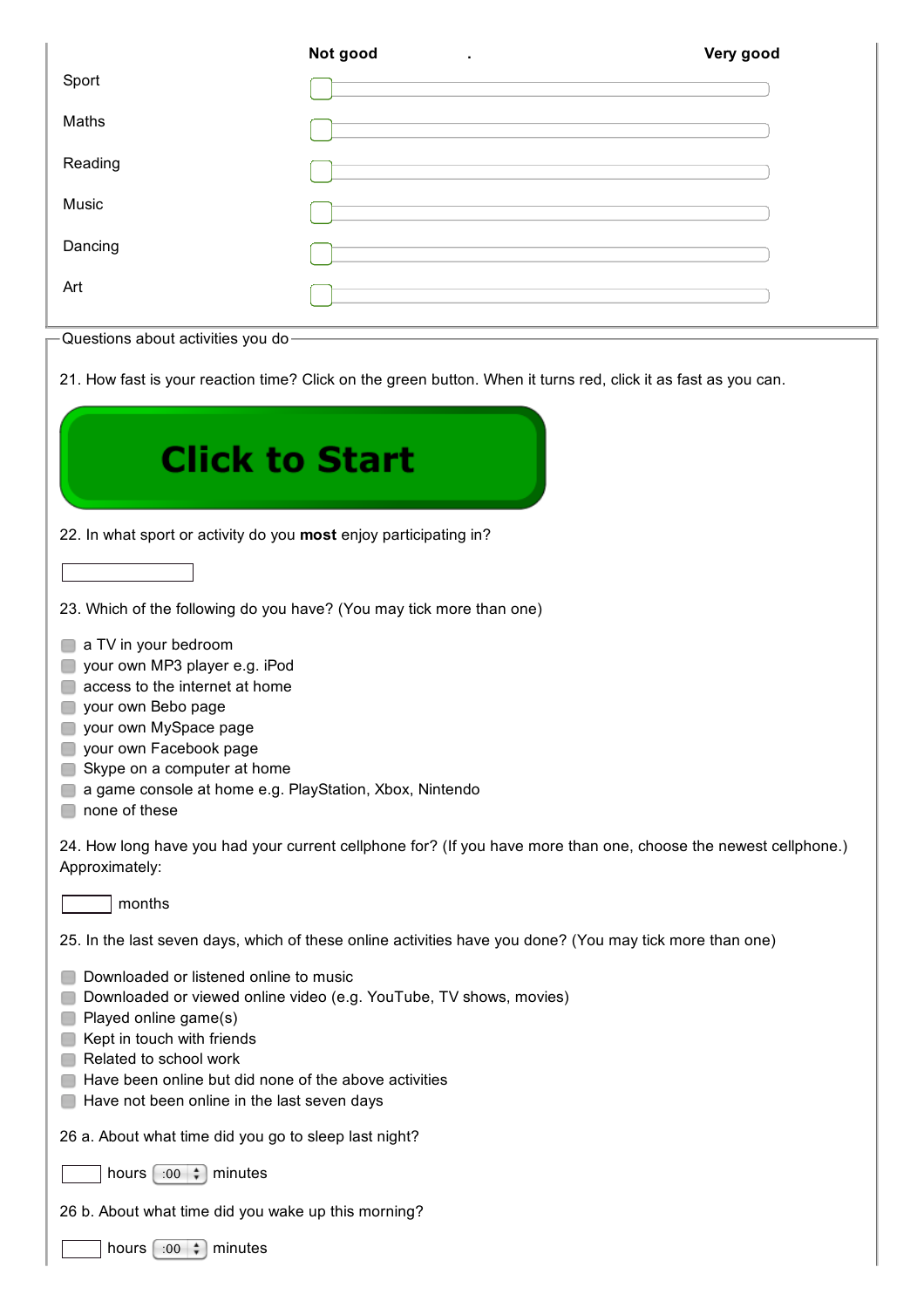| | Not good | . | Very good |
|---|---|---|---|
| Sport | | | |
| Maths | | | |
| Reading | | | |
| Music | | | |
| Dancing | | | |
| Art | | | |

## Questions about activities you do

21. How fast is your reaction time? Click on the green button. When it turns red, click it as fast as you can.

**Click to Start**

22. In what sport or activity do you **most** enjoy participating in?

\_\_\_\_\_\_\_\_\_\_

23. Which of the following do you have? (You may tick more than one)

- ☐ a TV in your bedroom
- ☐ your own MP3 player e.g. iPod
- ☐ access to the internet at home
- ☐ your own Bebo page
- ☐ your own MySpace page
- ☐ your own Facebook page
- ☐ Skype on a computer at home
- ☐ a game console at home e.g. PlayStation, Xbox, Nintendo
- ☐ none of these

24. How long have you had your current cellphone for? (If you have more than one, choose the newest cellphone.) Approximately:

\_\_\_\_\_ months

25. In the last seven days, which of these online activities have you done? (You may tick more than one)

- ☐ Downloaded or listened online to music
- ☐ Downloaded or viewed online video (e.g. YouTube, TV shows, movies)
- ☐ Played online game(s)
- ☐ Kept in touch with friends
- ☐ Related to school work
- ☐ Have been online but did none of the above activities
- ☐ Have not been online in the last seven days

26 a. About what time did you go to sleep last night?

\_\_\_\_\_ hours :00 minutes

26 b. About what time did you wake up this morning?

\_\_\_\_\_ hours :00 minutes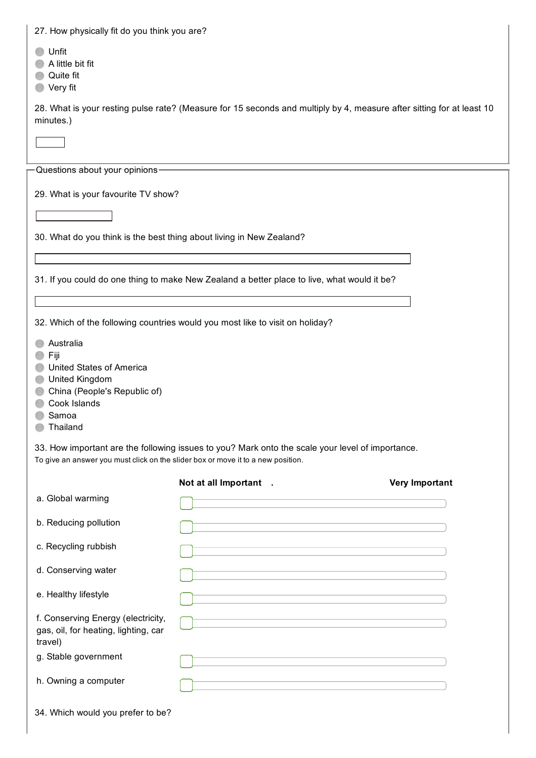27. How physically fit do you think you are?

- Unfit
- A little bit fit
- Quite fit
- Very fit

28. What is your resting pulse rate? (Measure for 15 seconds and multiply by 4, measure after sitting for at least 10 minutes.)

## Questions about your opinions

29. What is your favourite TV show?

30. What do you think is the best thing about living in New Zealand?

31. If you could do one thing to make New Zealand a better place to live, what would it be?

32. Which of the following countries would you most like to visit on holiday?

- Australia
- Fiji
- United States of America
- United Kingdom
- China (People's Republic of)
- Cook Islands
- Samoa
- Thailand

33. How important are the following issues to you? Mark onto the scale your level of importance.
To give an answer you must click on the slider box or move it to a new position.

| | **Not at all Important** . | **Very Important** |
|---|---|---|
| a. Global warming | | |
| b. Reducing pollution | | |
| c. Recycling rubbish | | |
| d. Conserving water | | |
| e. Healthy lifestyle | | |
| f. Conserving Energy (electricity, gas, oil, for heating, lighting, car travel) | | |
| g. Stable government | | |
| h. Owning a computer | | |

34. Which would you prefer to be?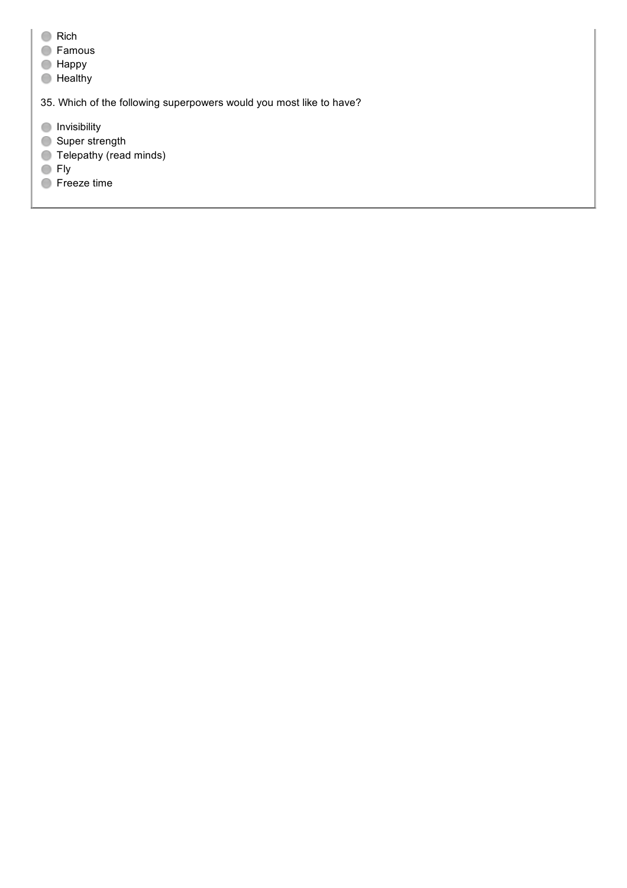- Rich
- Famous
- Happy
- Healthy

35. Which of the following superpowers would you most like to have?

- Invisibility
- Super strength
- Telepathy (read minds)
- Fly
- Freeze time